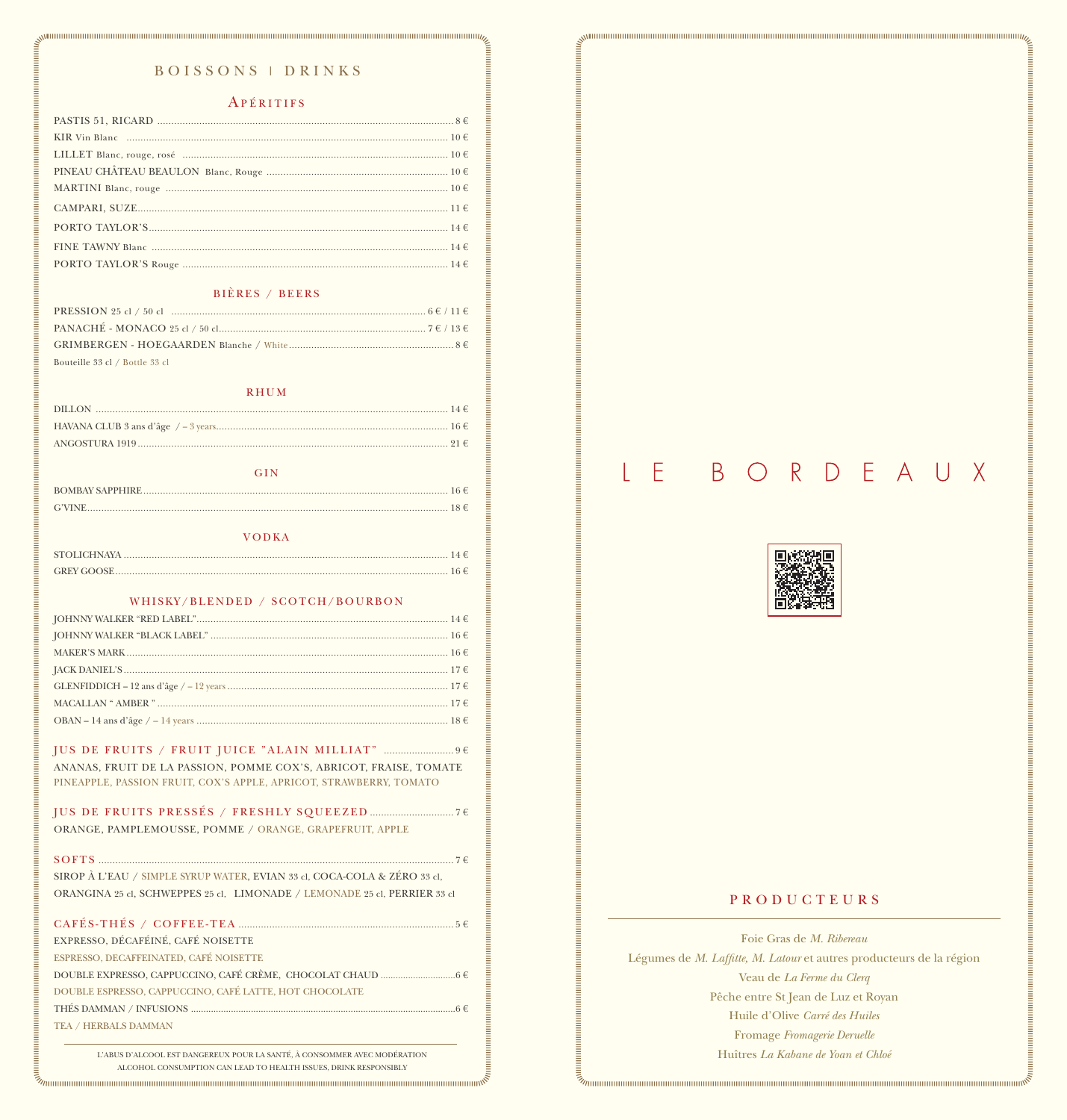# BOISSONS | DRINKS

## Apéritifs

- PASTIS 51, RICARD .......... 8 €
- KIR Vin Blanc .......... 10 €
- LILLET Blanc, rouge, rosé .......... 10 €
- PINEAU CHÂTEAU BEAULON Blanc, Rouge .......... 10 €
- MARTINI Blanc, rouge .......... 10 €
- CAMPARI, SUZE .......... 11 €
- PORTO TAYLOR'S .......... 14 €
- FINE TAWNY Blanc .......... 14 €
- PORTO TAYLOR'S Rouge .......... 14 €

## BIÈRES / BEERS

- PRESSION 25 cl / 50 cl .......... 6 € / 11 €
- PANACHÉ - MONACO 25 cl / 50 cl .......... 7 € / 13 €
- GRIMBERGEN - HOEGAARDEN Blanche / White .......... 8 €

Bouteille 33 cl / Bottle 33 cl

## RHUM

- DILLON .......... 14 €
- HAVANA CLUB 3 ans d'âge / – 3 years .......... 16 €
- ANGOSTURA 1919 .......... 21 €

## GIN

- BOMBAY SAPPHIRE .......... 16 €
- G'VINE .......... 18 €

## VODKA

- STOLICHNAYA .......... 14 €
- GREY GOOSE .......... 16 €

## WHISKY/BLENDED / SCOTCH/BOURBON

- JOHNNY WALKER "RED LABEL" .......... 14 €
- JOHNNY WALKER "BLACK LABEL" .......... 16 €
- MAKER'S MARK .......... 16 €
- JACK DANIEL'S .......... 17 €
- GLENFIDDICH – 12 ans d'âge / – 12 years .......... 17 €
- MACALLAN " AMBER " .......... 17 €
- OBAN – 14 ans d'âge / – 14 years .......... 18 €

## JUS DE FRUITS / FRUIT JUICE "ALAIN MILLIAT" .......... 9 €

ANANAS, FRUIT DE LA PASSION, POMME COX'S, ABRICOT, FRAISE, TOMATE
PINEAPPLE, PASSION FRUIT, COX'S APPLE, APRICOT, STRAWBERRY, TOMATO

## JUS DE FRUITS PRESSÉS / FRESHLY SQUEEZED .......... 7 €

ORANGE, PAMPLEMOUSSE, POMME / ORANGE, GRAPEFRUIT, APPLE

## SOFTS .......... 7 €

SIROP À L'EAU / SIMPLE SYRUP WATER, EVIAN 33 cl, COCA-COLA & ZÉRO 33 cl,
ORANGINA 25 cl, SCHWEPPES 25 cl, LIMONADE / LEMONADE 25 cl, PERRIER 33 cl

## CAFÉS-THÉS / COFFEE-TEA .......... 5 €

EXPRESSO, DÉCAFÉINÉ, CAFÉ NOISETTE
ESPRESSO, DECAFFEINATED, CAFÉ NOISETTE

DOUBLE EXPRESSO, CAPPUCCINO, CAFÉ CRÈME, CHOCOLAT CHAUD .......... 6 €
DOUBLE ESPRESSO, CAPPUCCINO, CAFÉ LATTE, HOT CHOCOLATE

THÉS DAMMAN / INFUSIONS .......... 6 €
TEA / HERBALS DAMMAN

L'ABUS D'ALCOOL EST DANGEREUX POUR LA SANTÉ, À CONSOMMER AVEC MODÉRATION
ALCOHOL CONSUMPTION CAN LEAD TO HEALTH ISSUES, DRINK RESPONSIBLY

# LE BORDEAUX

## PRODUCTEURS

Foie Gras de *M. Ribereau*
Légumes de *M. Laffitte, M. Latour* et autres producteurs de la région
Veau de *La Ferme du Clerq*
Pêche entre St Jean de Luz et Royan
Huile d'Olive *Carré des Huiles*
Fromage *Fromagerie Deruelle*
Huîtres *La Kabane de Yoan et Chloé*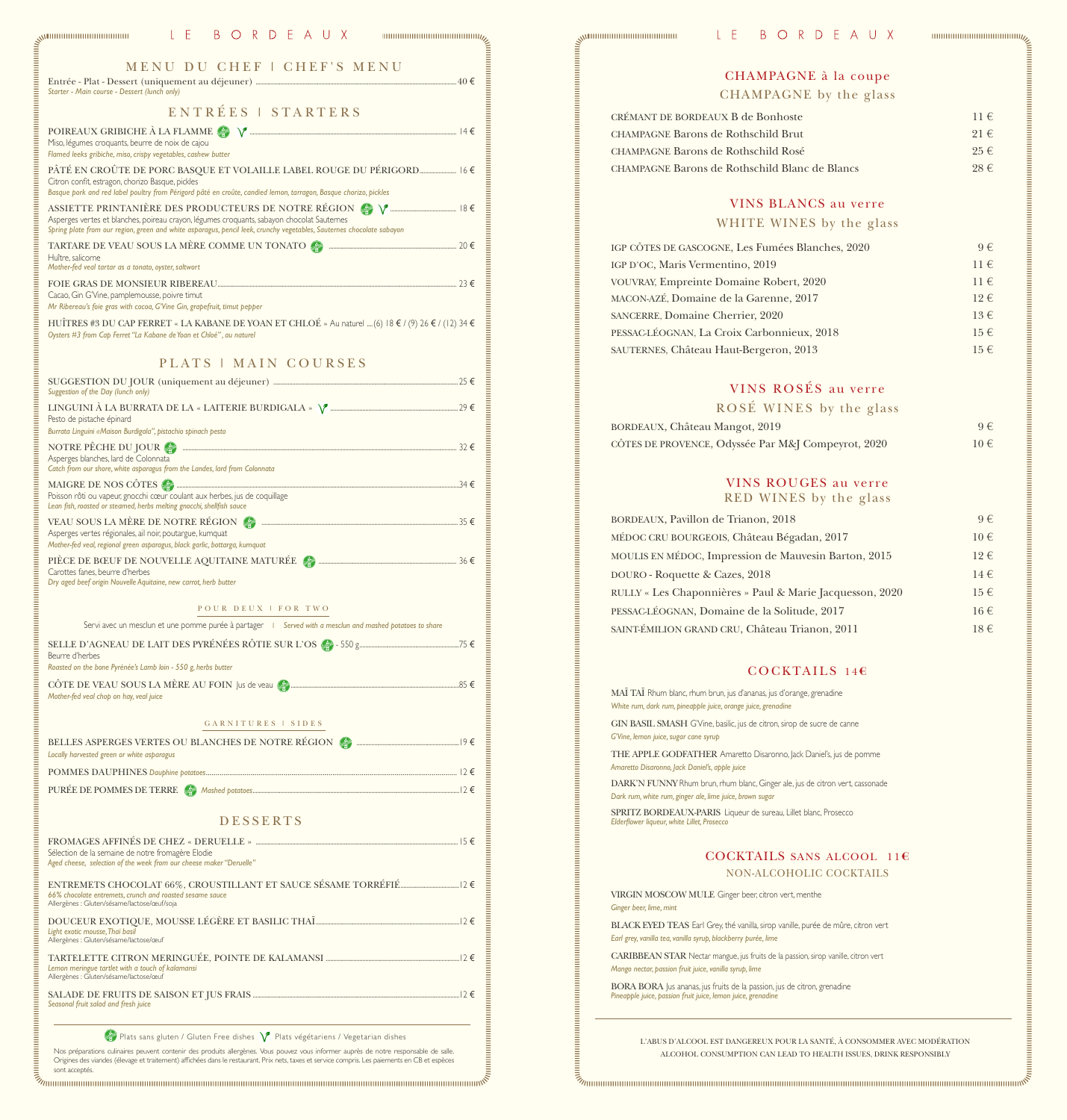## MENU DU CHEF | CHEF'S MENU

Entrée - Plat - Dessert (uniquement au déjeuner) ........ 40 €
*Starter - Main course - Dessert (lunch only)*

## ENTRÉES | STARTERS

POIREAUX GRIBICHE À LA FLAMME ........ 14 €
Miso, légumes croquants, beurre de noix de cajou
*Flamed leeks gribiche, miso, crispy vegetables, cashew butter*

PÂTÉ EN CROÛTE DE PORC BASQUE ET VOLAILLE LABEL ROUGE DU PÉRIGORD ........ 16 €
Citron confit, estragon, chorizo Basque, pickles
*Basque pork and red label poultry from Périgord pâté en croûte, candied lemon, tarragon, Basque chorizo, pickles*

ASSIETTE PRINTANIÈRE DES PRODUCTEURS DE NOTRE RÉGION ........ 18 €
Asperges vertes et blanches, poireau crayon, légumes croquants, sabayon chocolat Sauternes
*Spring plate from our region, green and white asparagus, pencil leek, crunchy vegetables, Sauternes chocolate sabayon*

TARTARE DE VEAU SOUS LA MÈRE COMME UN TONATO ........ 20 €
Huître, salicorne
*Mother-fed veal tartar as a tonato, oyster, saltwort*

FOIE GRAS DE MONSIEUR RIBEREAU ........ 23 €
Cacao, Gin G'Vine, pamplemousse, poivre timut
*Mr Ribereau's foie gras with cocoa, G'Vine Gin, grapefruit, timut pepper*

HUÎTRES #3 DU CAP FERRET « LA KABANE DE YOAN ET CHLOÉ » Au naturel ....(6) 18 € / (9) 26 € / (12) 34 €
*Oysters #3 from Cap Ferret "La Kabane de Yoan et Chloé", au naturel*

## PLATS | MAIN COURSES

SUGGESTION DU JOUR (uniquement au déjeuner) ........ 25 €
*Suggestion of the Day (lunch only)*

LINGUINI À LA BURRATA DE LA « LAITERIE BURDIGALA » ........ 29 €
Pesto de pistache épinard
*Burrata Linguini «Maison Burdigala», pistachio spinach pesto*

NOTRE PÊCHE DU JOUR ........ 32 €
Asperges blanches, lard de Colonnata
*Catch from our shore, white asparagus from the Landes, lard from Colonnata*

MAIGRE DE NOS CÔTES ........ 34 €
Poisson rôti ou vapeur, gnocchi cœur coulant aux herbes, jus de coquillage
*Lean fish, roasted or steamed, herbs melting gnocchi, shellfish sauce*

VEAU SOUS LA MÈRE DE NOTRE RÉGION ........ 35 €
Asperges vertes régionales, ail noir, poutargue, kumquat
*Mother-fed veal, regional green asparagus, black garlic, bottarga, kumquat*

PIÈCE DE BŒUF DE NOUVELLE AQUITAINE MATURÉE ........ 36 €
Carottes fanes, beurre d'herbes
*Dry aged beef origin Nouvelle Aquitaine, new carrot, herb butter*

### POUR DEUX | FOR TWO

Servi avec un mesclun et une pomme purée à partager | *Served with a mesclun and mashed potatoes to share*

SELLE D'AGNEAU DE LAIT DES PYRÉNÉES RÔTIE SUR L'OS - 550 g ........ 75 €
Beurre d'herbes
*Roasted on the bone Pyrénée's Lamb loin - 550 g, herbs butter*

CÔTE DE VEAU SOUS LA MÈRE AU FOIN Jus de veau ........ 85 €
*Mother-fed veal chop on hay, veal juice*

### GARNITURES | SIDES

BELLES ASPERGES VERTES OU BLANCHES DE NOTRE RÉGION ........ 19 €
*Locally harvested green or white asparagus*

POMMES DAUPHINES *Dauphine potatoes* ........ 12 €

PURÉE DE POMMES DE TERRE *Mashed potatoes* ........ 12 €

## DESSERTS

FROMAGES AFFINÉS DE CHEZ « DERUELLE » ........ 15 €
Sélection de la semaine de notre fromagère Elodie
*Aged cheese, selection of the week from our cheese maker "Deruelle"*

ENTREMETS CHOCOLAT 66%, CROUSTILLANT ET SAUCE SÉSAME TORRÉFIÉ ........ 12 €
*66% chocolate entremets, crunch and roasted sesame sauce*
Allergènes : Gluten/sésame/lactose/œuf/soja

DOUCEUR EXOTIQUE, MOUSSE LÉGÈRE ET BASILIC THAÏ ........ 12 €
*Light exotic mousse, Thai basil*
Allergènes : Gluten/sésame/lactose/œuf

TARTELETTE CITRON MERINGUÉE, POINTE DE KALAMANSI ........ 12 €
*Lemon meringue tartlet with a touch of kalamansi*
Allergènes : Gluten/sésame/lactose/œuf

SALADE DE FRUITS DE SAISON ET JUS FRAIS ........ 12 €
*Seasonal fruit salad and fresh juice*

Plats sans gluten / Gluten Free dishes — Plats végétariens / Vegetarian dishes

Nos préparations culinaires peuvent contenir des produits allergènes. Vous pouvez vous informer auprès de notre responsable de salle. Origines des viandes (élevage et traitement) affichées dans le restaurant. Prix nets, taxes et service compris. Les paiements en CB et espèces sont acceptés.

## CHAMPAGNE à la coupe
### CHAMPAGNE by the glass

| | |
|---|---|
| CRÉMANT DE BORDEAUX B de Bonhoste | 11 € |
| CHAMPAGNE Barons de Rothschild Brut | 21 € |
| CHAMPAGNE Barons de Rothschild Rosé | 25 € |
| CHAMPAGNE Barons de Rothschild Blanc de Blancs | 28 € |

## VINS BLANCS au verre
### WHITE WINES by the glass

| | |
|---|---|
| IGP CÔTES DE GASCOGNE, Les Fumées Blanches, 2020 | 9 € |
| IGP D'OC, Maris Vermentino, 2019 | 11 € |
| VOUVRAY, Empreinte Domaine Robert, 2020 | 11 € |
| MACON-AZÉ, Domaine de la Garenne, 2017 | 12 € |
| SANCERRE, Domaine Cherrier, 2020 | 13 € |
| PESSAC-LÉOGNAN, La Croix Carbonnieux, 2018 | 15 € |
| SAUTERNES, Château Haut-Bergeron, 2013 | 15 € |

## VINS ROSÉS au verre
### ROSÉ WINES by the glass

| | |
|---|---|
| BORDEAUX, Château Mangot, 2019 | 9 € |
| CÔTES DE PROVENCE, Odyssée Par M&J Compeyrot, 2020 | 10 € |

## VINS ROUGES au verre
### RED WINES by the glass

| | |
|---|---|
| BORDEAUX, Pavillon de Trianon, 2018 | 9 € |
| MÉDOC CRU BOURGEOIS, Château Bégadan, 2017 | 10 € |
| MOULIS EN MÉDOC, Impression de Mauvesin Barton, 2015 | 12 € |
| DOURO - Roquette & Cazes, 2018 | 14 € |
| RULLY « Les Chaponnières » Paul & Marie Jacquesson, 2020 | 15 € |
| PESSAC-LÉOGNAN, Domaine de la Solitude, 2017 | 16 € |
| SAINT-ÉMILION GRAND CRU, Château Trianon, 2011 | 18 € |

## COCKTAILS 14€

MAÏ TAÏ Rhum blanc, rhum brun, jus d'ananas, jus d'orange, grenadine
*White rum, dark rum, pineapple juice, orange juice, grenadine*

GIN BASIL SMASH G'Vine, basilic, jus de citron, sirop de sucre de canne
*G'Vine, lemon juice, sugar cane syrup*

THE APPLE GODFATHER Amaretto Disaronno, Jack Daniel's, jus de pomme
*Amaretto Disaronno, Jack Daniel's, apple juice*

DARK'N FUNNY Rhum brun, rhum blanc, Ginger ale, jus de citron vert, cassonade
*Dark rum, white rum, ginger ale, lime juice, brown sugar*

SPRITZ BORDEAUX-PARIS Liqueur de sureau, Lillet blanc, Prosecco
*Elderflower liqueur, white Lillet, Prosecco*

## COCKTAILS SANS ALCOOL 11€
### NON-ALCOHOLIC COCKTAILS

VIRGIN MOSCOW MULE Ginger beer, citron vert, menthe
*Ginger beer, lime, mint*

BLACK EYED TEAS Earl Grey, thé vanilla, sirop vanille, purée de mûre, citron vert
*Earl grey, vanilla tea, vanilla syrup, blackberry purée, lime*

CARIBBEAN STAR Nectar mangue, jus fruits de la passion, sirop vanille, citron vert
*Mango nectar, passion fruit juice, vanilla syrup, lime*

BORA BORA Jus ananas, jus fruits de la passion, jus de citron, grenadine
*Pineapple juice, passion fruit juice, lemon juice, grenadine*

L'ABUS D'ALCOOL EST DANGEREUX POUR LA SANTÉ, À CONSOMMER AVEC MODÉRATION
ALCOHOL CONSUMPTION CAN LEAD TO HEALTH ISSUES, DRINK RESPONSIBLY